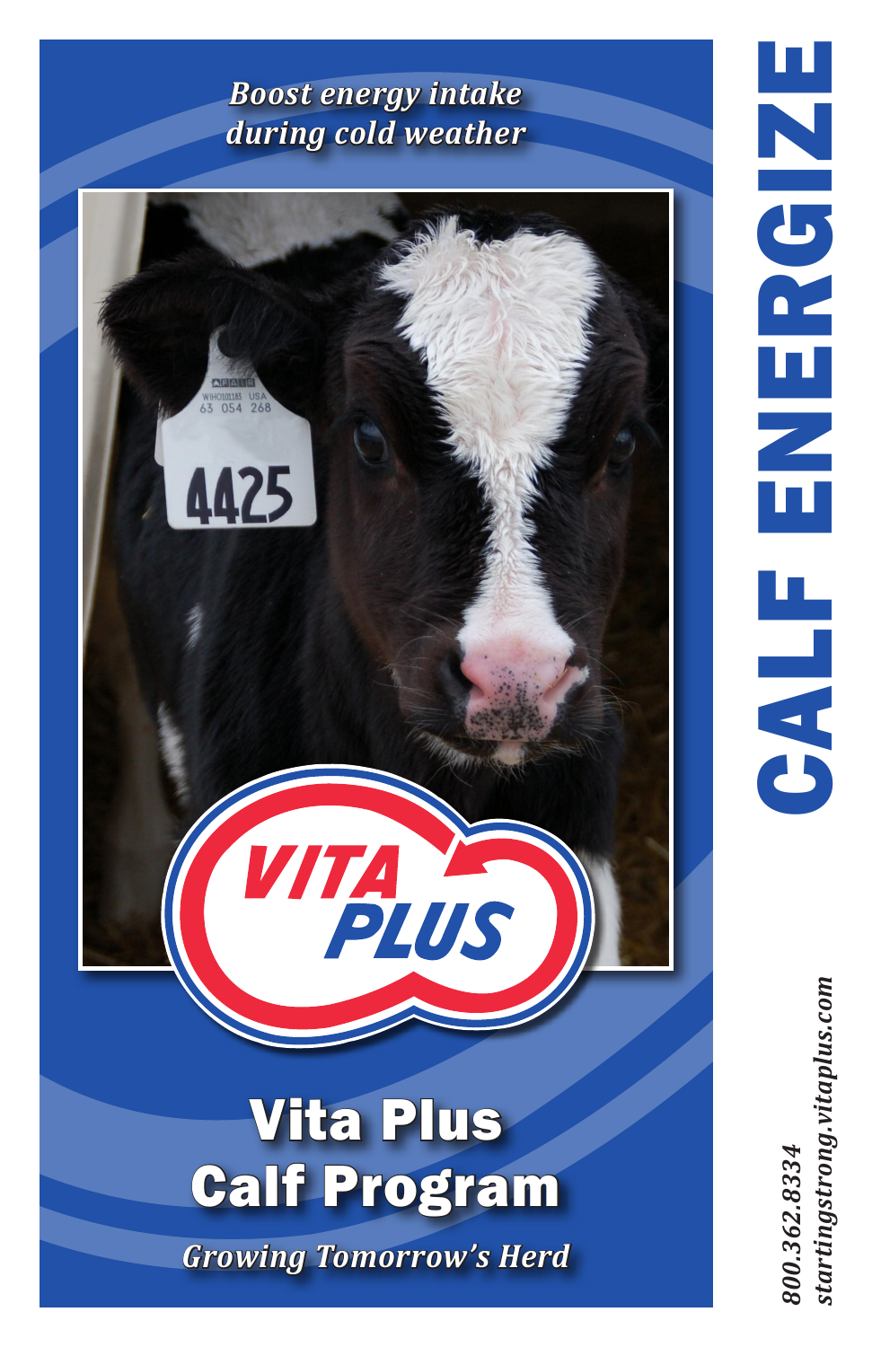# CALF ENERGIZE

*Boost energy intake during cold weather*

VITA PLUS

## Vita Plus Calf Program

*Growing Tomorrow's Herd*

*800.362.8334*
*startingstrong.vitaplus.com*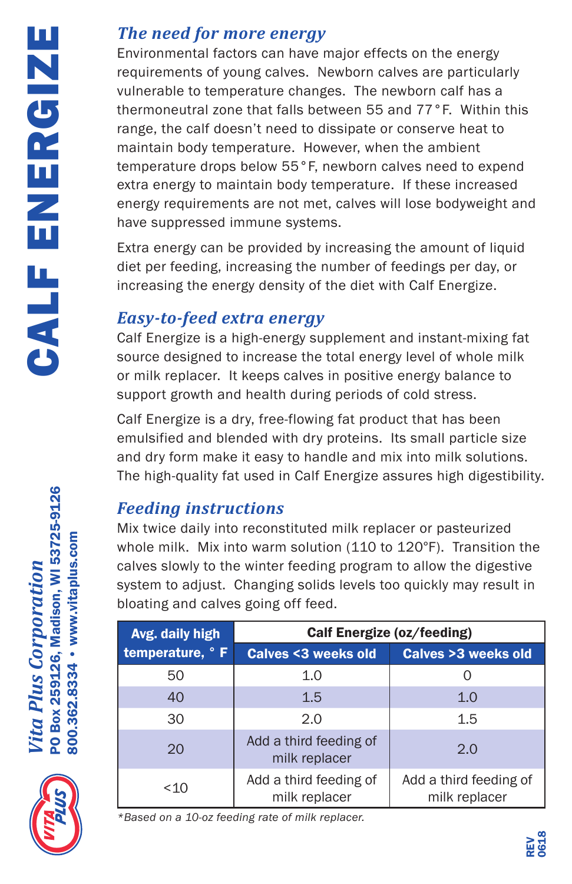# CALF ENERGIZE

## *The need for more energy*

Environmental factors can have major effects on the energy requirements of young calves. Newborn calves are particularly vulnerable to temperature changes. The newborn calf has a thermoneutral zone that falls between 55 and 77°F. Within this range, the calf doesn't need to dissipate or conserve heat to maintain body temperature. However, when the ambient temperature drops below 55°F, newborn calves need to expend extra energy to maintain body temperature. If these increased energy requirements are not met, calves will lose bodyweight and have suppressed immune systems.

Extra energy can be provided by increasing the amount of liquid diet per feeding, increasing the number of feedings per day, or increasing the energy density of the diet with Calf Energize.

## *Easy-to-feed extra energy*

Calf Energize is a high-energy supplement and instant-mixing fat source designed to increase the total energy level of whole milk or milk replacer. It keeps calves in positive energy balance to support growth and health during periods of cold stress.

Calf Energize is a dry, free-flowing fat product that has been emulsified and blended with dry proteins. Its small particle size and dry form make it easy to handle and mix into milk solutions. The high-quality fat used in Calf Energize assures high digestibility.

## *Feeding instructions*

Mix twice daily into reconstituted milk replacer or pasteurized whole milk. Mix into warm solution (110 to 120°F). Transition the calves slowly to the winter feeding program to allow the digestive system to adjust. Changing solids levels too quickly may result in bloating and calves going off feed.

| Avg. daily high temperature, °F | Calf Energize (oz/feeding) | |
|---|---|---|
| | Calves <3 weeks old | Calves >3 weeks old |
| 50 | 1.0 | 0 |
| 40 | 1.5 | 1.0 |
| 30 | 2.0 | 1.5 |
| 20 | Add a third feeding of milk replacer | 2.0 |
| <10 | Add a third feeding of milk replacer | Add a third feeding of milk replacer |

*\*Based on a 10-oz feeding rate of milk replacer.*

***Vita Plus Corporation***
**PO Box 259126, Madison, WI 53725-9126**
**800.362.8334 • www.vitaplus.com**

REV 0618